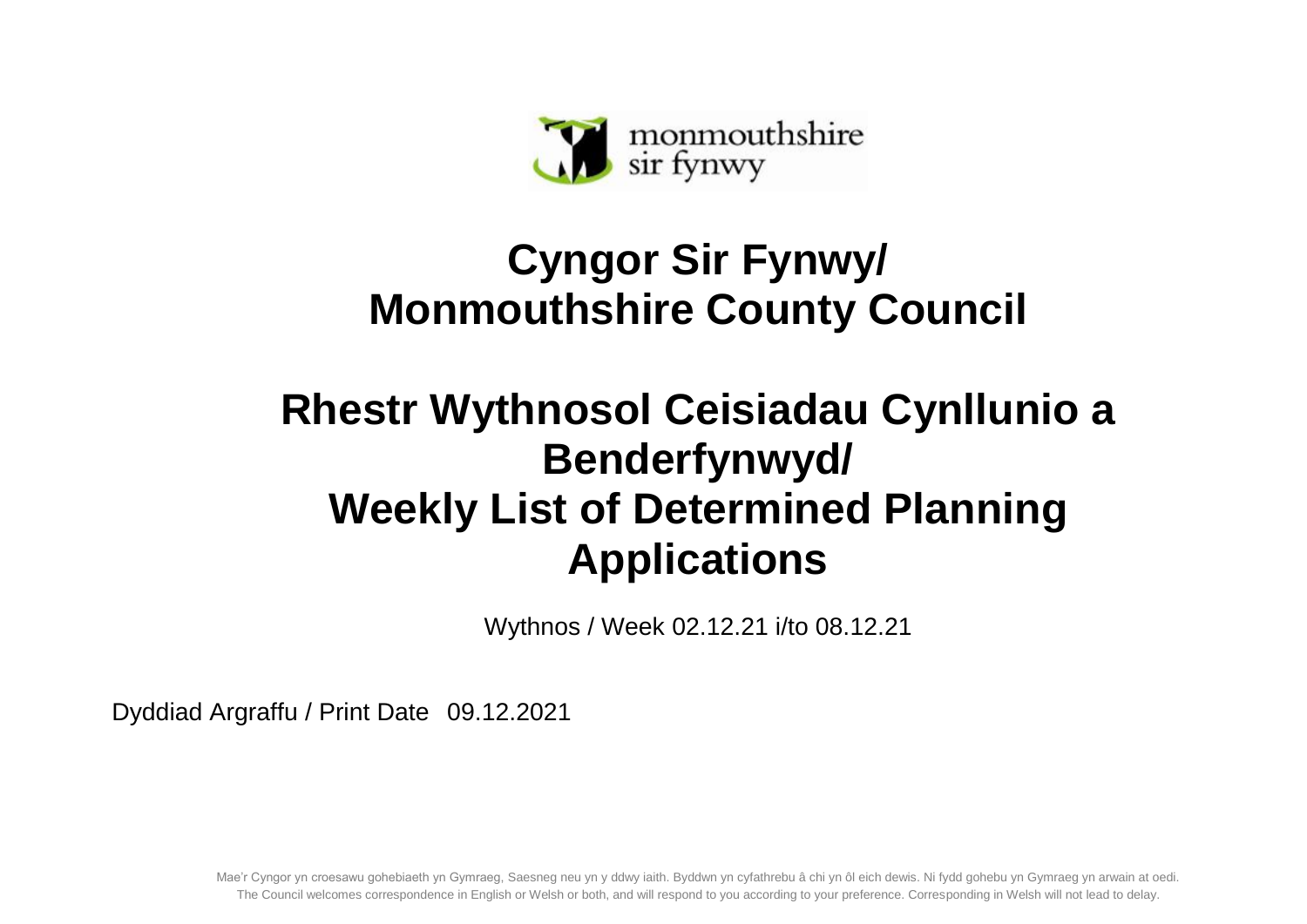# Cyngor Sir Fynwy/ Monmouthshire County Council

# Rhestr Wythnosol Ceisiadau Cynllunio a Benderfynwyd/ Weekly List of Determined Planning Applications

Wythnos / Week 02.12.21 i/to 08.12.21

Dyddiad Argraffu / Print Date 09.12.2021

Mae'r Cyngor yn croesawu gohebiaeth yn Gymraeg, Saesneg neu yn y ddwy iaith. Byddwn yn cyfathrebu â chi yn ôl eich dewis. Ni fydd gohebu yn Gymraeg yn arwain at oedi.
The Council welcomes correspondence in English or Welsh or both, and will respond to you according to your preference. Corresponding in Welsh will not lead to delay.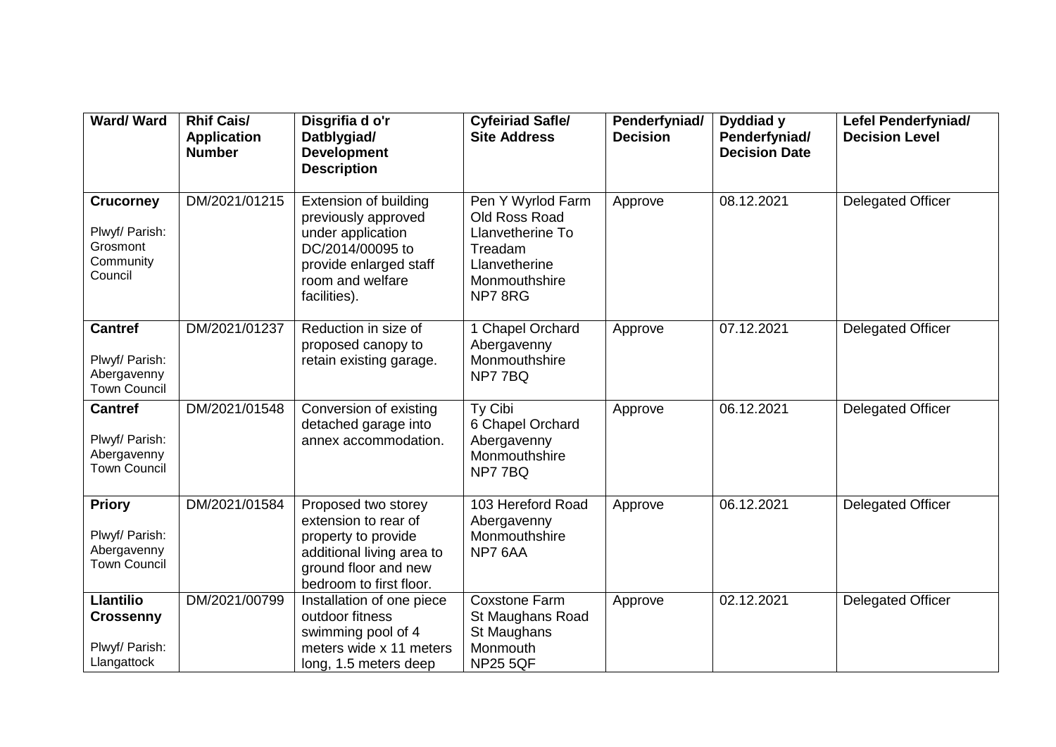| Ward/ Ward | Rhif Cais/ Application Number | Disgrifia d o'r Datblygiad/ Development Description | Cyfeiriad Safle/ Site Address | Penderfyniad/ Decision | Dyddiad y Penderfyniad/ Decision Date | Lefel Penderfyniad/ Decision Level |
|---|---|---|---|---|---|---|
| **Crucorney** Plwyf/ Parish: Grosmont Community Council | DM/2021/01215 | Extension of building previously approved under application DC/2014/00095 to provide enlarged staff room and welfare facilities). | Pen Y Wyrlod Farm Old Ross Road Llanvetherine To Treadam Llanvetherine Monmouthshire NP7 8RG | Approve | 08.12.2021 | Delegated Officer |
| **Cantref** Plwyf/ Parish: Abergavenny Town Council | DM/2021/01237 | Reduction in size of proposed canopy to retain existing garage. | 1 Chapel Orchard Abergavenny Monmouthshire NP7 7BQ | Approve | 07.12.2021 | Delegated Officer |
| **Cantref** Plwyf/ Parish: Abergavenny Town Council | DM/2021/01548 | Conversion of existing detached garage into annex accommodation. | Ty Cibi 6 Chapel Orchard Abergavenny Monmouthshire NP7 7BQ | Approve | 06.12.2021 | Delegated Officer |
| **Priory** Plwyf/ Parish: Abergavenny Town Council | DM/2021/01584 | Proposed two storey extension to rear of property to provide additional living area to ground floor and new bedroom to first floor. | 103 Hereford Road Abergavenny Monmouthshire NP7 6AA | Approve | 06.12.2021 | Delegated Officer |
| **Llantilio Crossenny** Plwyf/ Parish: Llangattock | DM/2021/00799 | Installation of one piece outdoor fitness swimming pool of 4 meters wide x 11 meters long, 1.5 meters deep | Coxstone Farm St Maughans Road St Maughans Monmouth NP25 5QF | Approve | 02.12.2021 | Delegated Officer |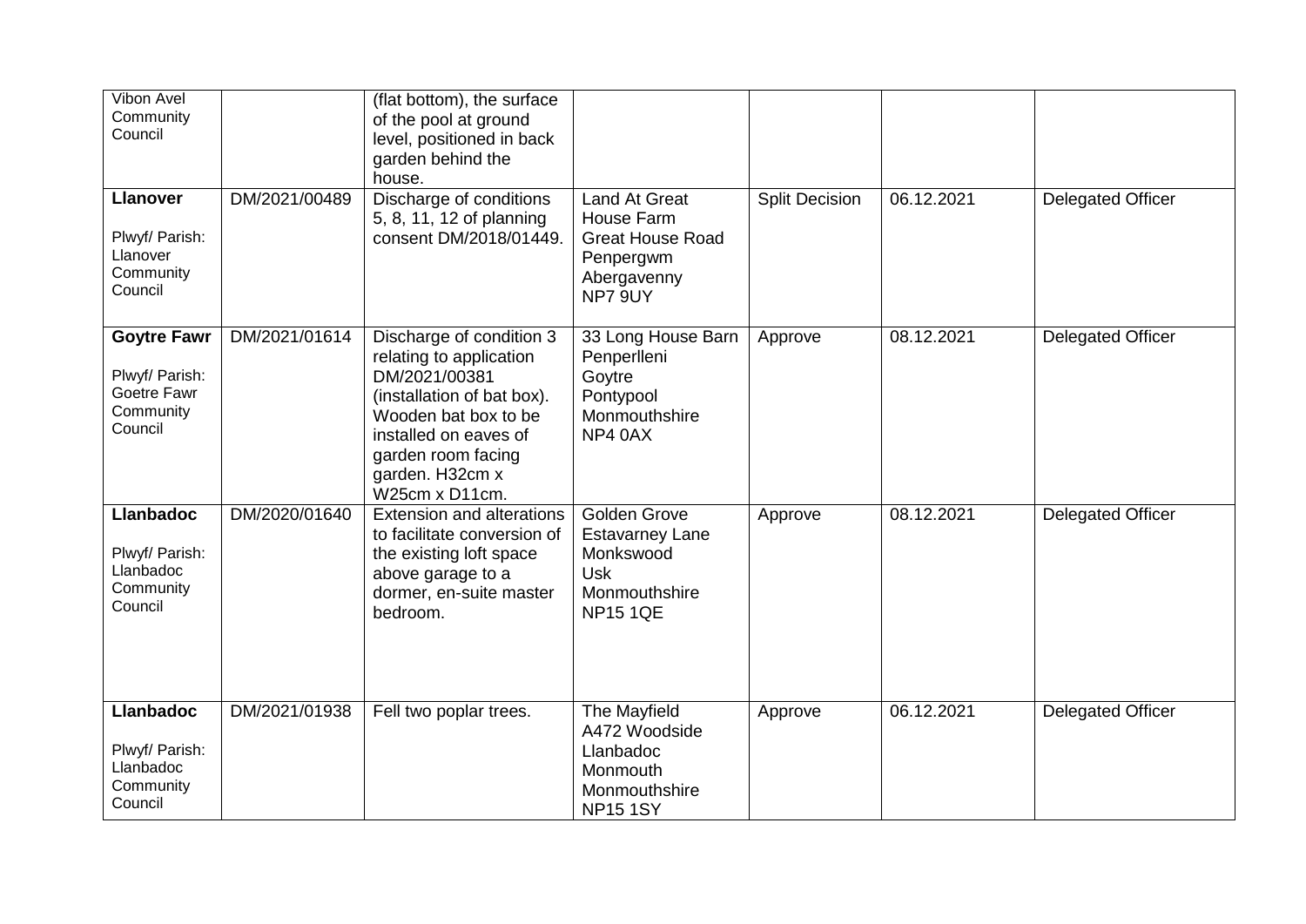| | | | | | | |
|---|---|---|---|---|---|---|
| Vibon Avel Community Council | | (flat bottom), the surface of the pool at ground level, positioned in back garden behind the house. | | | | |
| **Llanover**<br><br>Plwyf/ Parish: Llanover Community Council | DM/2021/00489 | Discharge of conditions 5, 8, 11, 12 of planning consent DM/2018/01449. | Land At Great House Farm Great House Road Penpergwm Abergavenny NP7 9UY | Split Decision | 06.12.2021 | Delegated Officer |
| **Goytre Fawr**<br><br>Plwyf/ Parish: Goetre Fawr Community Council | DM/2021/01614 | Discharge of condition 3 relating to application DM/2021/00381 (installation of bat box). Wooden bat box to be installed on eaves of garden room facing garden. H32cm x W25cm x D11cm. | 33 Long House Barn Penperlleni Goytre Pontypool Monmouthshire NP4 0AX | Approve | 08.12.2021 | Delegated Officer |
| **Llanbadoc**<br><br>Plwyf/ Parish: Llanbadoc Community Council | DM/2020/01640 | Extension and alterations to facilitate conversion of the existing loft space above garage to a dormer, en-suite master bedroom. | Golden Grove Estavarney Lane Monkswood Usk Monmouthshire NP15 1QE | Approve | 08.12.2021 | Delegated Officer |
| **Llanbadoc**<br><br>Plwyf/ Parish: Llanbadoc Community Council | DM/2021/01938 | Fell two poplar trees. | The Mayfield A472 Woodside Llanbadoc Monmouth Monmouthshire NP15 1SY | Approve | 06.12.2021 | Delegated Officer |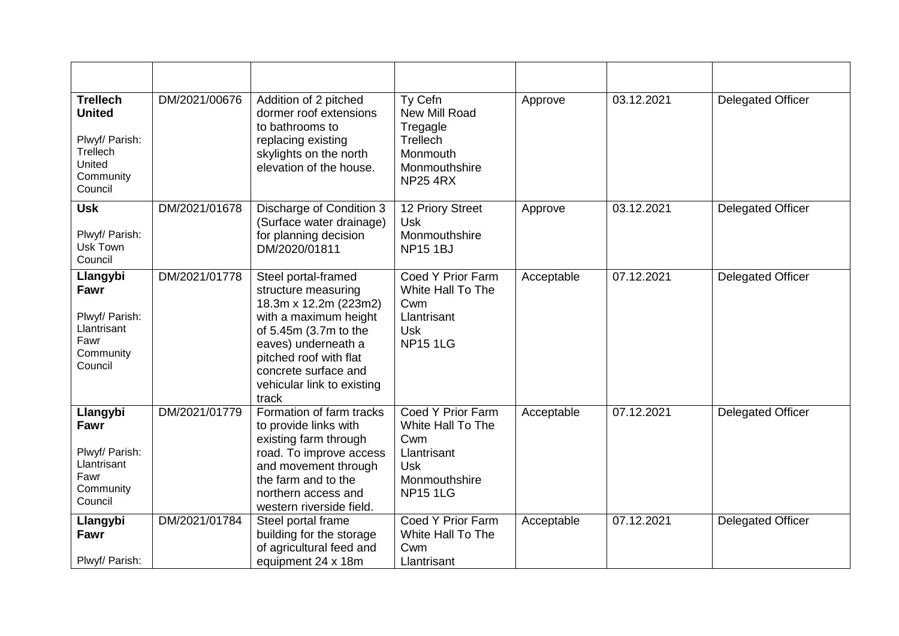| | | | | | | |
|---|---|---|---|---|---|---|
| **Trellech United**<br><br>Plwyf/ Parish: Trellech United Community Council | DM/2021/00676 | Addition of 2 pitched dormer roof extensions to bathrooms to replacing existing skylights on the north elevation of the house. | Ty Cefn<br>New Mill Road<br>Tregagle<br>Trellech<br>Monmouth<br>Monmouthshire<br>NP25 4RX | Approve | 03.12.2021 | Delegated Officer |
| **Usk**<br><br>Plwyf/ Parish: Usk Town Council | DM/2021/01678 | Discharge of Condition 3 (Surface water drainage) for planning decision DM/2020/01811 | 12 Priory Street<br>Usk<br>Monmouthshire<br>NP15 1BJ | Approve | 03.12.2021 | Delegated Officer |
| **Llangybi Fawr**<br><br>Plwyf/ Parish: Llantrisant Fawr Community Council | DM/2021/01778 | Steel portal-framed structure measuring 18.3m x 12.2m (223m2) with a maximum height of 5.45m (3.7m to the eaves) underneath a pitched roof with flat concrete surface and vehicular link to existing track | Coed Y Prior Farm<br>White Hall To The Cwm<br>Llantrisant<br>Usk<br>NP15 1LG | Acceptable | 07.12.2021 | Delegated Officer |
| **Llangybi Fawr**<br><br>Plwyf/ Parish: Llantrisant Fawr Community Council | DM/2021/01779 | Formation of farm tracks to provide links with existing farm through road. To improve access and movement through the farm and to the northern access and western riverside field. | Coed Y Prior Farm<br>White Hall To The Cwm<br>Llantrisant<br>Usk<br>Monmouthshire<br>NP15 1LG | Acceptable | 07.12.2021 | Delegated Officer |
| **Llangybi Fawr**<br><br>Plwyf/ Parish: | DM/2021/01784 | Steel portal frame building for the storage of agricultural feed and equipment 24 x 18m | Coed Y Prior Farm<br>White Hall To The Cwm<br>Llantrisant | Acceptable | 07.12.2021 | Delegated Officer |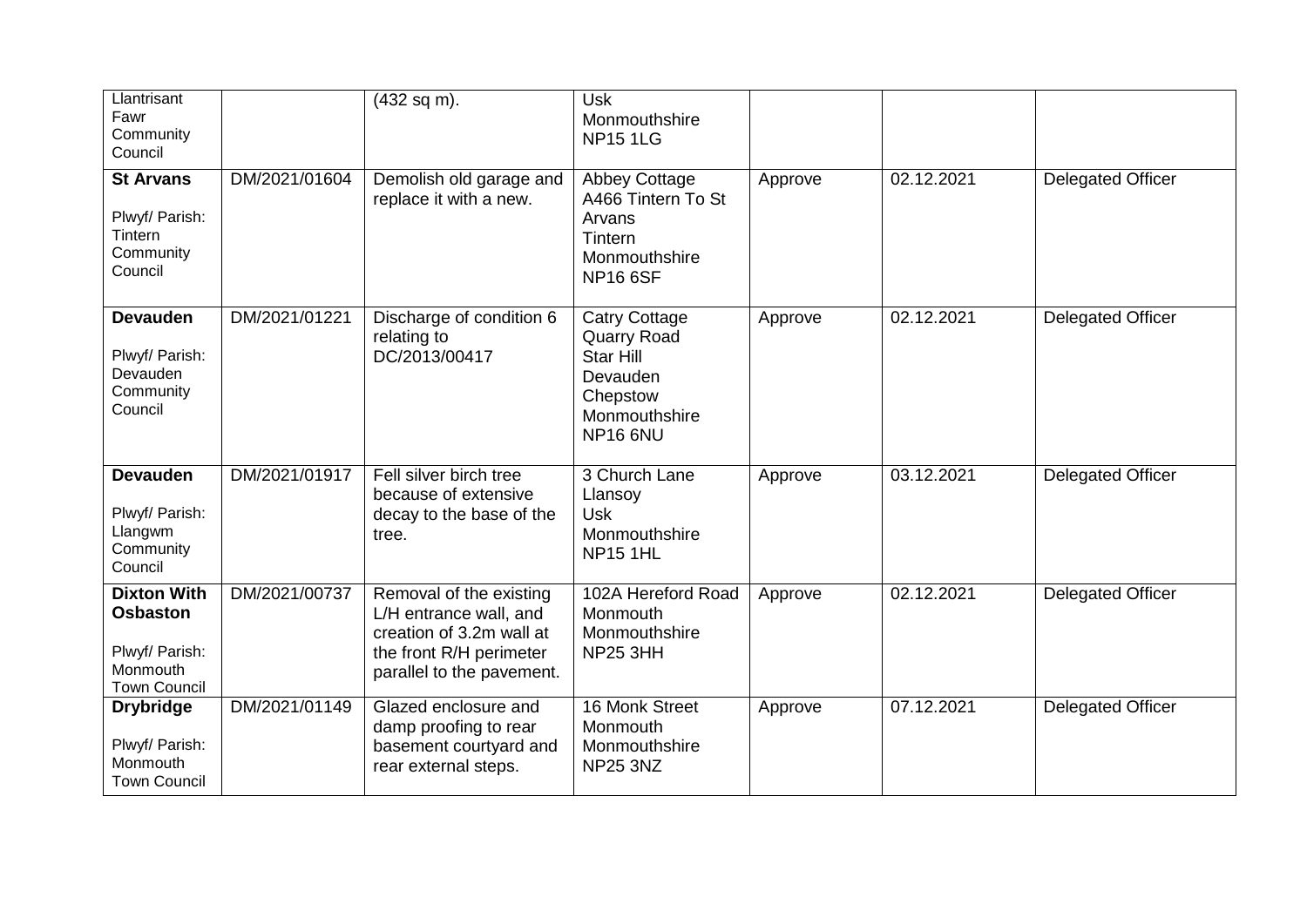| | | | | | | |
|---|---|---|---|---|---|---|
| Llantrisant Fawr Community Council | | (432 sq m). | Usk Monmouthshire NP15 1LG | | | |
| **St Arvans** Plwyf/ Parish: Tintern Community Council | DM/2021/01604 | Demolish old garage and replace it with a new. | Abbey Cottage A466 Tintern To St Arvans Tintern Monmouthshire NP16 6SF | Approve | 02.12.2021 | Delegated Officer |
| **Devauden** Plwyf/ Parish: Devauden Community Council | DM/2021/01221 | Discharge of condition 6 relating to DC/2013/00417 | Catry Cottage Quarry Road Star Hill Devauden Chepstow Monmouthshire NP16 6NU | Approve | 02.12.2021 | Delegated Officer |
| **Devauden** Plwyf/ Parish: Llangwm Community Council | DM/2021/01917 | Fell silver birch tree because of extensive decay to the base of the tree. | 3 Church Lane Llansoy Usk Monmouthshire NP15 1HL | Approve | 03.12.2021 | Delegated Officer |
| **Dixton With Osbaston** Plwyf/ Parish: Monmouth Town Council | DM/2021/00737 | Removal of the existing L/H entrance wall, and creation of 3.2m wall at the front R/H perimeter parallel to the pavement. | 102A Hereford Road Monmouth Monmouthshire NP25 3HH | Approve | 02.12.2021 | Delegated Officer |
| **Drybridge** Plwyf/ Parish: Monmouth Town Council | DM/2021/01149 | Glazed enclosure and damp proofing to rear basement courtyard and rear external steps. | 16 Monk Street Monmouth Monmouthshire NP25 3NZ | Approve | 07.12.2021 | Delegated Officer |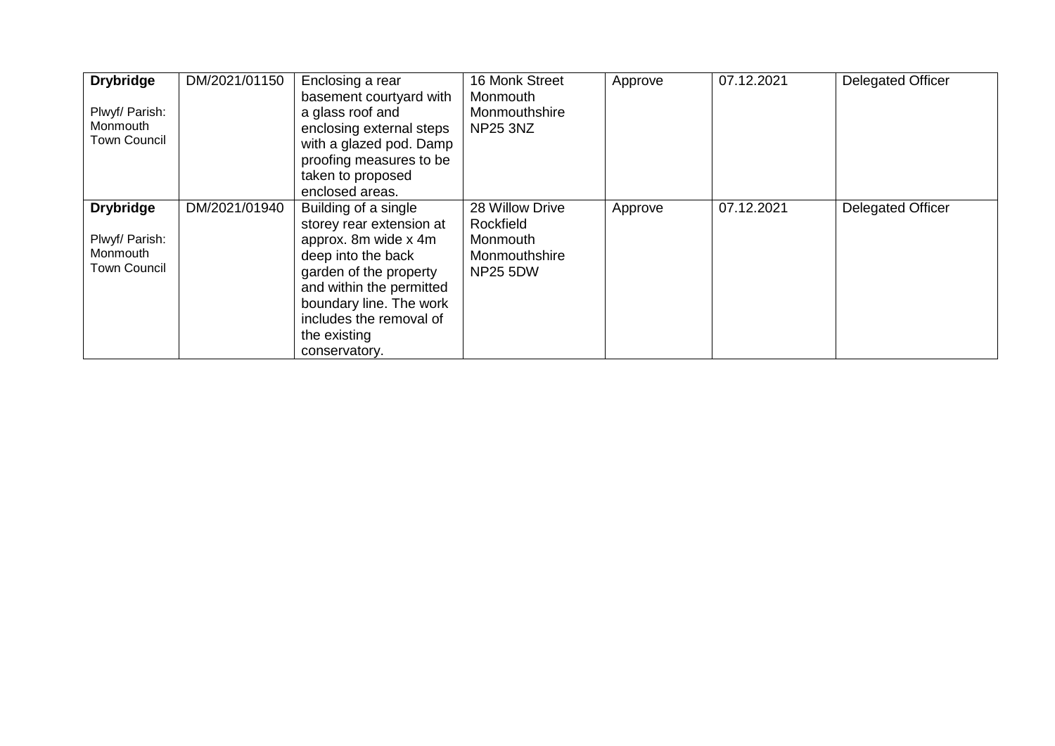| | | | | | | |
|---|---|---|---|---|---|---|
| **Drybridge**<br><br>Plwyf/ Parish: Monmouth Town Council | DM/2021/01150 | Enclosing a rear basement courtyard with a glass roof and enclosing external steps with a glazed pod. Damp proofing measures to be taken to proposed enclosed areas. | 16 Monk Street Monmouth Monmouthshire NP25 3NZ | Approve | 07.12.2021 | Delegated Officer |
| **Drybridge**<br><br>Plwyf/ Parish: Monmouth Town Council | DM/2021/01940 | Building of a single storey rear extension at approx. 8m wide x 4m deep into the back garden of the property and within the permitted boundary line. The work includes the removal of the existing conservatory. | 28 Willow Drive Rockfield Monmouth Monmouthshire NP25 5DW | Approve | 07.12.2021 | Delegated Officer |